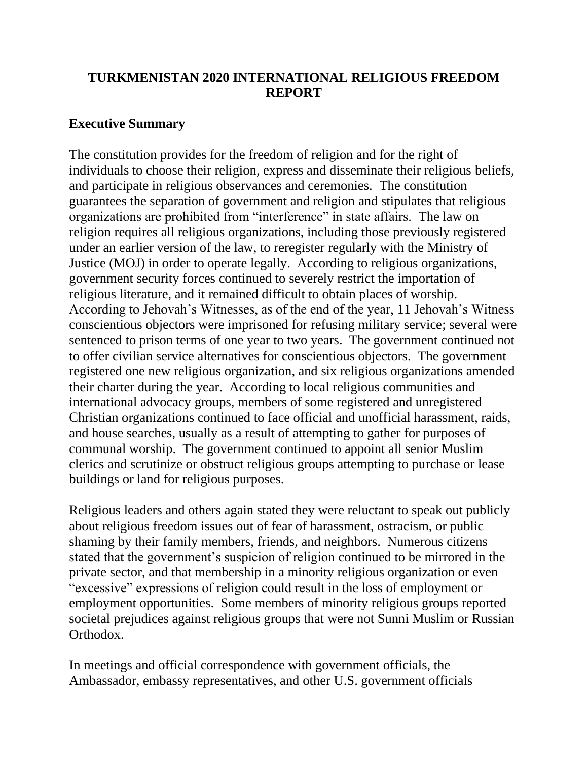# TURKMENISTAN 2020 INTERNATIONAL RELIGIOUS FREEDOM REPORT

## Executive Summary

The constitution provides for the freedom of religion and for the right of individuals to choose their religion, express and disseminate their religious beliefs, and participate in religious observances and ceremonies. The constitution guarantees the separation of government and religion and stipulates that religious organizations are prohibited from "interference" in state affairs. The law on religion requires all religious organizations, including those previously registered under an earlier version of the law, to reregister regularly with the Ministry of Justice (MOJ) in order to operate legally. According to religious organizations, government security forces continued to severely restrict the importation of religious literature, and it remained difficult to obtain places of worship. According to Jehovah's Witnesses, as of the end of the year, 11 Jehovah's Witness conscientious objectors were imprisoned for refusing military service; several were sentenced to prison terms of one year to two years. The government continued not to offer civilian service alternatives for conscientious objectors. The government registered one new religious organization, and six religious organizations amended their charter during the year. According to local religious communities and international advocacy groups, members of some registered and unregistered Christian organizations continued to face official and unofficial harassment, raids, and house searches, usually as a result of attempting to gather for purposes of communal worship. The government continued to appoint all senior Muslim clerics and scrutinize or obstruct religious groups attempting to purchase or lease buildings or land for religious purposes.

Religious leaders and others again stated they were reluctant to speak out publicly about religious freedom issues out of fear of harassment, ostracism, or public shaming by their family members, friends, and neighbors. Numerous citizens stated that the government's suspicion of religion continued to be mirrored in the private sector, and that membership in a minority religious organization or even "excessive" expressions of religion could result in the loss of employment or employment opportunities. Some members of minority religious groups reported societal prejudices against religious groups that were not Sunni Muslim or Russian Orthodox.

In meetings and official correspondence with government officials, the Ambassador, embassy representatives, and other U.S. government officials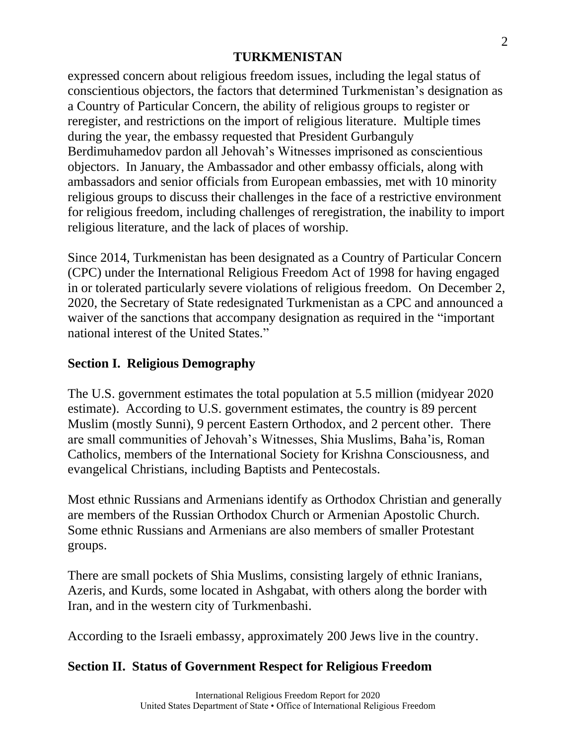expressed concern about religious freedom issues, including the legal status of conscientious objectors, the factors that determined Turkmenistan's designation as a Country of Particular Concern, the ability of religious groups to register or reregister, and restrictions on the import of religious literature. Multiple times during the year, the embassy requested that President Gurbanguly Berdimuhamedov pardon all Jehovah's Witnesses imprisoned as conscientious objectors. In January, the Ambassador and other embassy officials, along with ambassadors and senior officials from European embassies, met with 10 minority religious groups to discuss their challenges in the face of a restrictive environment for religious freedom, including challenges of reregistration, the inability to import religious literature, and the lack of places of worship.

Since 2014, Turkmenistan has been designated as a Country of Particular Concern (CPC) under the International Religious Freedom Act of 1998 for having engaged in or tolerated particularly severe violations of religious freedom. On December 2, 2020, the Secretary of State redesignated Turkmenistan as a CPC and announced a waiver of the sanctions that accompany designation as required in the "important national interest of the United States."

## Section I. Religious Demography

The U.S. government estimates the total population at 5.5 million (midyear 2020 estimate). According to U.S. government estimates, the country is 89 percent Muslim (mostly Sunni), 9 percent Eastern Orthodox, and 2 percent other. There are small communities of Jehovah's Witnesses, Shia Muslims, Baha'is, Roman Catholics, members of the International Society for Krishna Consciousness, and evangelical Christians, including Baptists and Pentecostals.

Most ethnic Russians and Armenians identify as Orthodox Christian and generally are members of the Russian Orthodox Church or Armenian Apostolic Church. Some ethnic Russians and Armenians are also members of smaller Protestant groups.

There are small pockets of Shia Muslims, consisting largely of ethnic Iranians, Azeris, and Kurds, some located in Ashgabat, with others along the border with Iran, and in the western city of Turkmenbashi.

According to the Israeli embassy, approximately 200 Jews live in the country.

## Section II. Status of Government Respect for Religious Freedom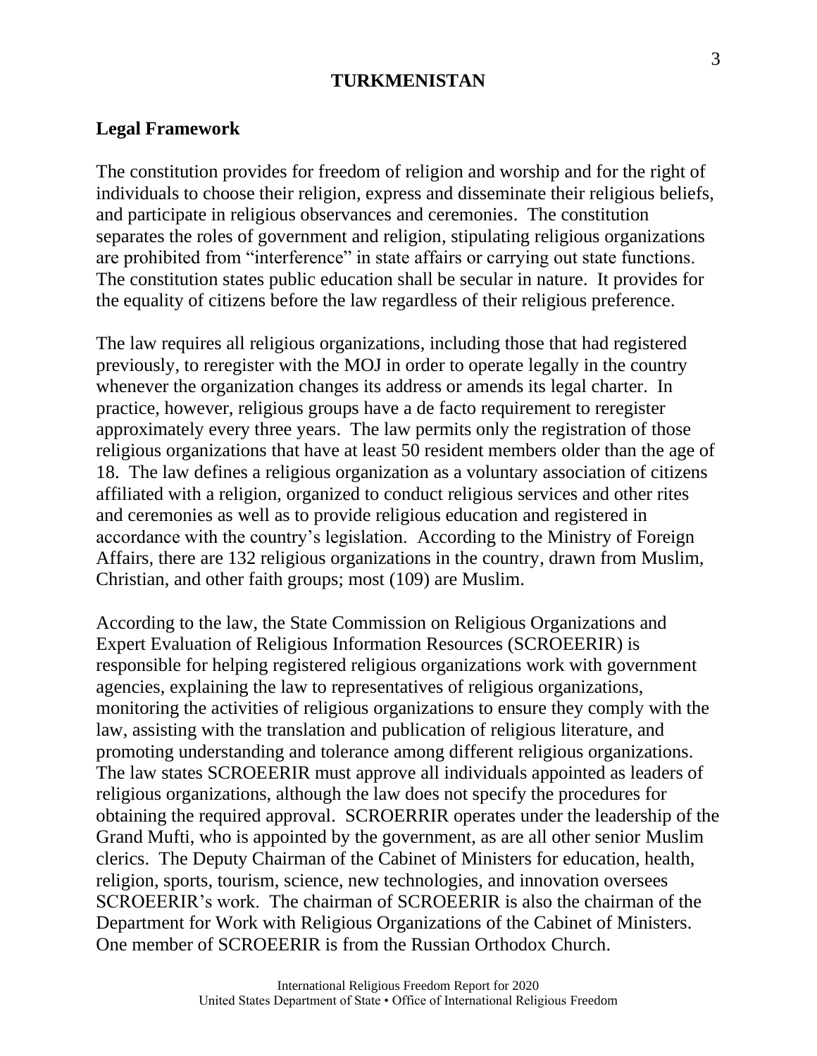## Legal Framework

The constitution provides for freedom of religion and worship and for the right of individuals to choose their religion, express and disseminate their religious beliefs, and participate in religious observances and ceremonies. The constitution separates the roles of government and religion, stipulating religious organizations are prohibited from "interference" in state affairs or carrying out state functions. The constitution states public education shall be secular in nature. It provides for the equality of citizens before the law regardless of their religious preference.

The law requires all religious organizations, including those that had registered previously, to reregister with the MOJ in order to operate legally in the country whenever the organization changes its address or amends its legal charter. In practice, however, religious groups have a de facto requirement to reregister approximately every three years. The law permits only the registration of those religious organizations that have at least 50 resident members older than the age of 18. The law defines a religious organization as a voluntary association of citizens affiliated with a religion, organized to conduct religious services and other rites and ceremonies as well as to provide religious education and registered in accordance with the country's legislation. According to the Ministry of Foreign Affairs, there are 132 religious organizations in the country, drawn from Muslim, Christian, and other faith groups; most (109) are Muslim.

According to the law, the State Commission on Religious Organizations and Expert Evaluation of Religious Information Resources (SCROEERIR) is responsible for helping registered religious organizations work with government agencies, explaining the law to representatives of religious organizations, monitoring the activities of religious organizations to ensure they comply with the law, assisting with the translation and publication of religious literature, and promoting understanding and tolerance among different religious organizations. The law states SCROEERIR must approve all individuals appointed as leaders of religious organizations, although the law does not specify the procedures for obtaining the required approval. SCROERRIR operates under the leadership of the Grand Mufti, who is appointed by the government, as are all other senior Muslim clerics. The Deputy Chairman of the Cabinet of Ministers for education, health, religion, sports, tourism, science, new technologies, and innovation oversees SCROEERIR's work. The chairman of SCROEERIR is also the chairman of the Department for Work with Religious Organizations of the Cabinet of Ministers. One member of SCROEERIR is from the Russian Orthodox Church.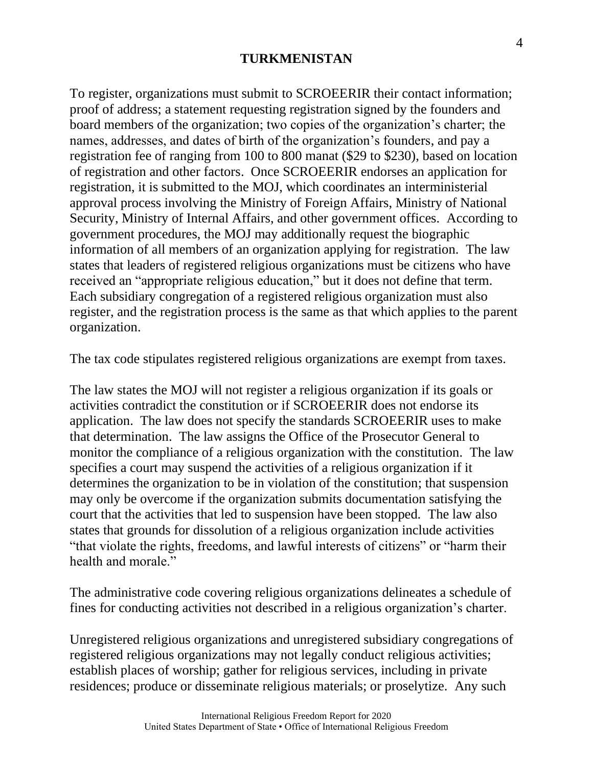To register, organizations must submit to SCROEERIR their contact information; proof of address; a statement requesting registration signed by the founders and board members of the organization; two copies of the organization's charter; the names, addresses, and dates of birth of the organization's founders, and pay a registration fee of ranging from 100 to 800 manat ($29 to $230), based on location of registration and other factors. Once SCROEERIR endorses an application for registration, it is submitted to the MOJ, which coordinates an interministerial approval process involving the Ministry of Foreign Affairs, Ministry of National Security, Ministry of Internal Affairs, and other government offices. According to government procedures, the MOJ may additionally request the biographic information of all members of an organization applying for registration. The law states that leaders of registered religious organizations must be citizens who have received an "appropriate religious education," but it does not define that term. Each subsidiary congregation of a registered religious organization must also register, and the registration process is the same as that which applies to the parent organization.

The tax code stipulates registered religious organizations are exempt from taxes.

The law states the MOJ will not register a religious organization if its goals or activities contradict the constitution or if SCROEERIR does not endorse its application. The law does not specify the standards SCROEERIR uses to make that determination. The law assigns the Office of the Prosecutor General to monitor the compliance of a religious organization with the constitution. The law specifies a court may suspend the activities of a religious organization if it determines the organization to be in violation of the constitution; that suspension may only be overcome if the organization submits documentation satisfying the court that the activities that led to suspension have been stopped. The law also states that grounds for dissolution of a religious organization include activities "that violate the rights, freedoms, and lawful interests of citizens" or "harm their health and morale."

The administrative code covering religious organizations delineates a schedule of fines for conducting activities not described in a religious organization's charter.

Unregistered religious organizations and unregistered subsidiary congregations of registered religious organizations may not legally conduct religious activities; establish places of worship; gather for religious services, including in private residences; produce or disseminate religious materials; or proselytize. Any such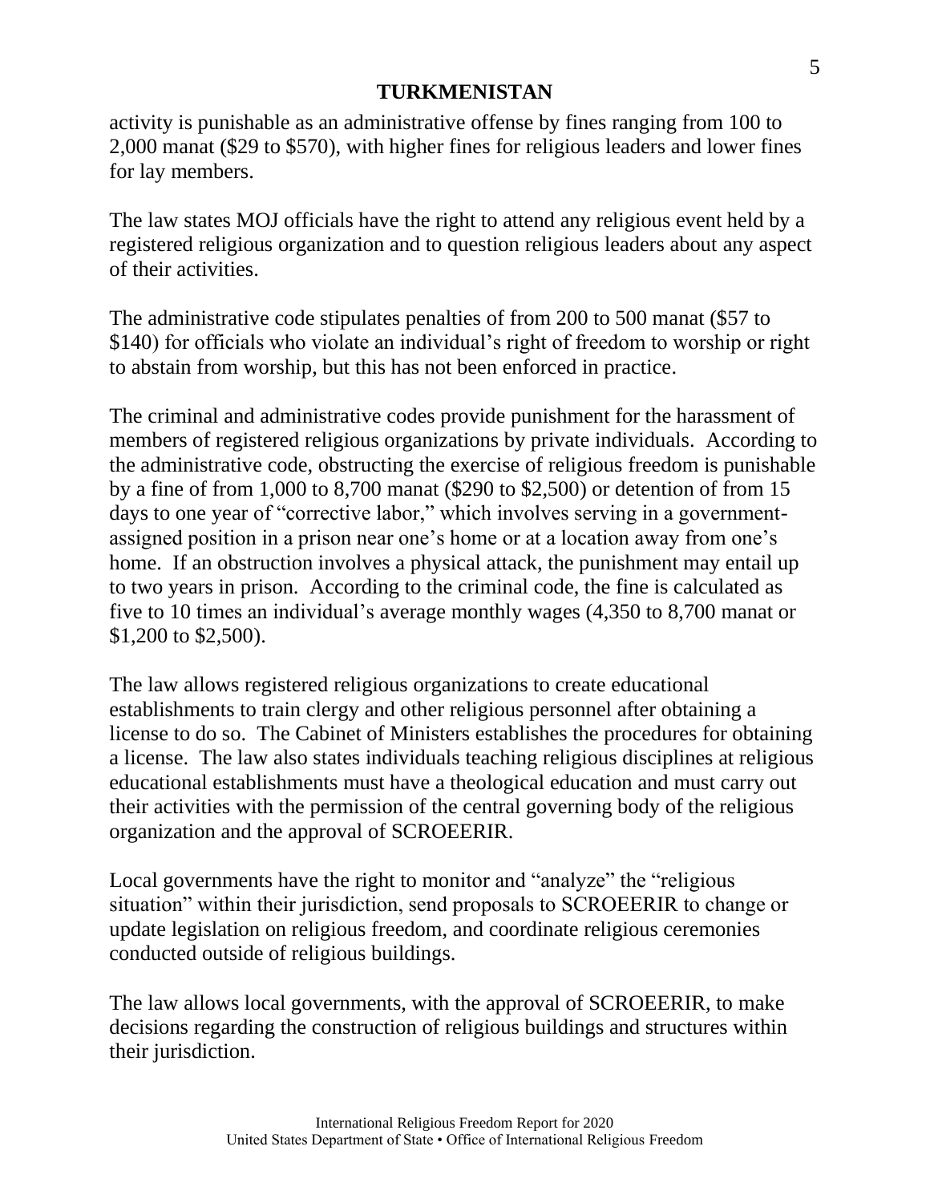activity is punishable as an administrative offense by fines ranging from 100 to 2,000 manat ($29 to $570), with higher fines for religious leaders and lower fines for lay members.

The law states MOJ officials have the right to attend any religious event held by a registered religious organization and to question religious leaders about any aspect of their activities.

The administrative code stipulates penalties of from 200 to 500 manat ($57 to $140) for officials who violate an individual's right of freedom to worship or right to abstain from worship, but this has not been enforced in practice.

The criminal and administrative codes provide punishment for the harassment of members of registered religious organizations by private individuals. According to the administrative code, obstructing the exercise of religious freedom is punishable by a fine of from 1,000 to 8,700 manat ($290 to $2,500) or detention of from 15 days to one year of "corrective labor," which involves serving in a government-assigned position in a prison near one's home or at a location away from one's home. If an obstruction involves a physical attack, the punishment may entail up to two years in prison. According to the criminal code, the fine is calculated as five to 10 times an individual's average monthly wages (4,350 to 8,700 manat or $1,200 to $2,500).

The law allows registered religious organizations to create educational establishments to train clergy and other religious personnel after obtaining a license to do so. The Cabinet of Ministers establishes the procedures for obtaining a license. The law also states individuals teaching religious disciplines at religious educational establishments must have a theological education and must carry out their activities with the permission of the central governing body of the religious organization and the approval of SCROEERIR.

Local governments have the right to monitor and "analyze" the "religious situation" within their jurisdiction, send proposals to SCROEERIR to change or update legislation on religious freedom, and coordinate religious ceremonies conducted outside of religious buildings.

The law allows local governments, with the approval of SCROEERIR, to make decisions regarding the construction of religious buildings and structures within their jurisdiction.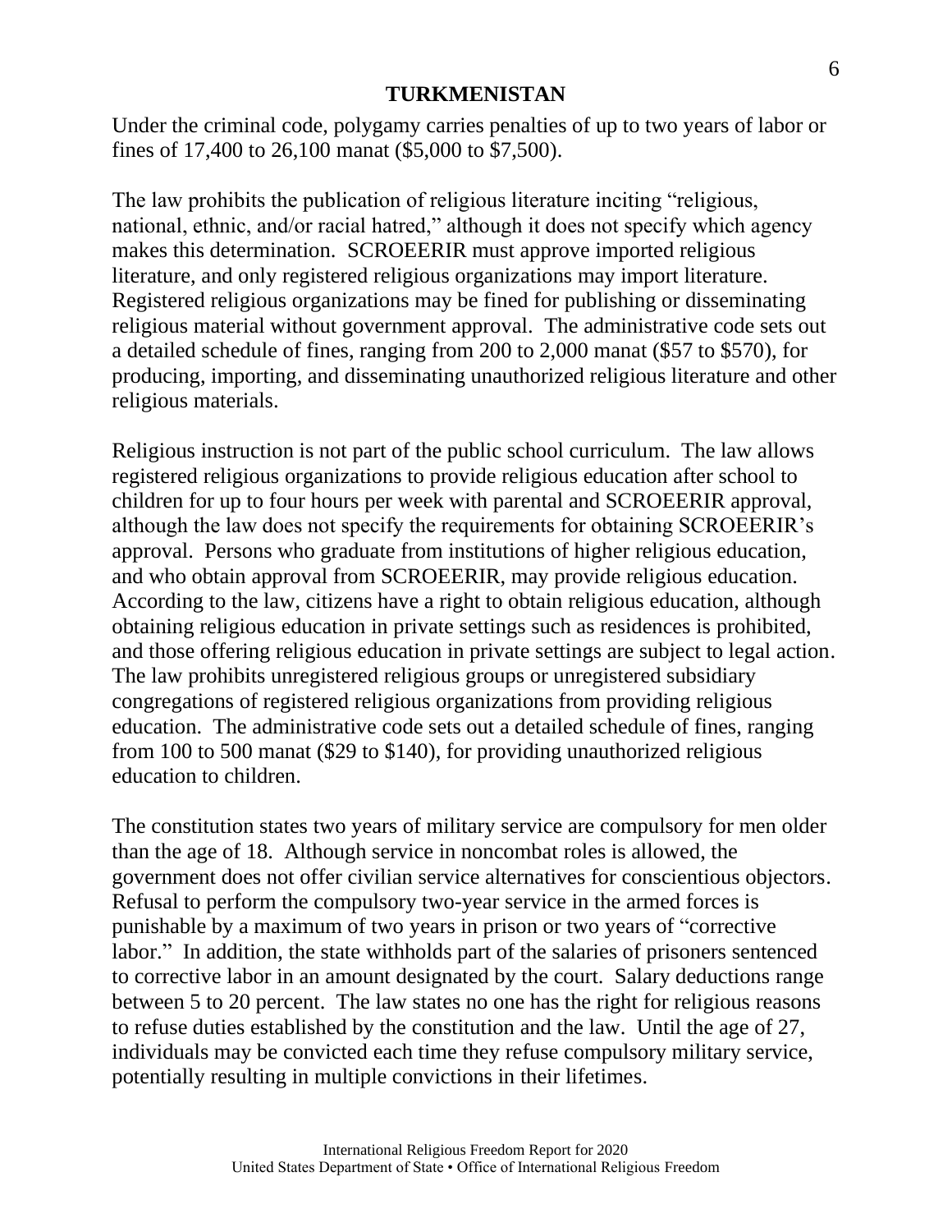Under the criminal code, polygamy carries penalties of up to two years of labor or fines of 17,400 to 26,100 manat ($5,000 to $7,500).

The law prohibits the publication of religious literature inciting "religious, national, ethnic, and/or racial hatred," although it does not specify which agency makes this determination. SCROEERIR must approve imported religious literature, and only registered religious organizations may import literature. Registered religious organizations may be fined for publishing or disseminating religious material without government approval. The administrative code sets out a detailed schedule of fines, ranging from 200 to 2,000 manat ($57 to $570), for producing, importing, and disseminating unauthorized religious literature and other religious materials.

Religious instruction is not part of the public school curriculum. The law allows registered religious organizations to provide religious education after school to children for up to four hours per week with parental and SCROEERIR approval, although the law does not specify the requirements for obtaining SCROEERIR's approval. Persons who graduate from institutions of higher religious education, and who obtain approval from SCROEERIR, may provide religious education. According to the law, citizens have a right to obtain religious education, although obtaining religious education in private settings such as residences is prohibited, and those offering religious education in private settings are subject to legal action. The law prohibits unregistered religious groups or unregistered subsidiary congregations of registered religious organizations from providing religious education. The administrative code sets out a detailed schedule of fines, ranging from 100 to 500 manat ($29 to $140), for providing unauthorized religious education to children.

The constitution states two years of military service are compulsory for men older than the age of 18. Although service in noncombat roles is allowed, the government does not offer civilian service alternatives for conscientious objectors. Refusal to perform the compulsory two-year service in the armed forces is punishable by a maximum of two years in prison or two years of "corrective labor." In addition, the state withholds part of the salaries of prisoners sentenced to corrective labor in an amount designated by the court. Salary deductions range between 5 to 20 percent. The law states no one has the right for religious reasons to refuse duties established by the constitution and the law. Until the age of 27, individuals may be convicted each time they refuse compulsory military service, potentially resulting in multiple convictions in their lifetimes.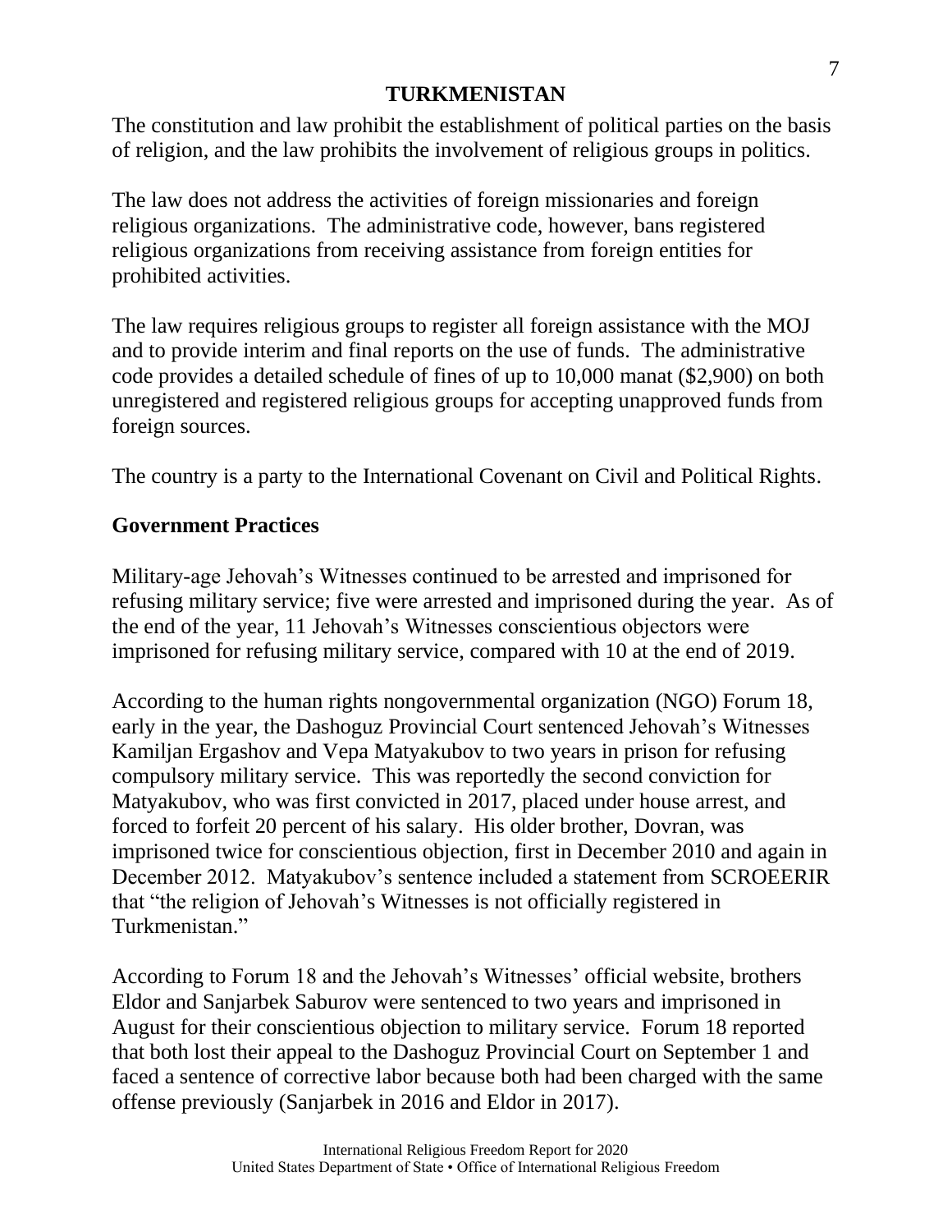The constitution and law prohibit the establishment of political parties on the basis of religion, and the law prohibits the involvement of religious groups in politics.

The law does not address the activities of foreign missionaries and foreign religious organizations. The administrative code, however, bans registered religious organizations from receiving assistance from foreign entities for prohibited activities.

The law requires religious groups to register all foreign assistance with the MOJ and to provide interim and final reports on the use of funds. The administrative code provides a detailed schedule of fines of up to 10,000 manat ($2,900) on both unregistered and registered religious groups for accepting unapproved funds from foreign sources.

The country is a party to the International Covenant on Civil and Political Rights.

## Government Practices

Military-age Jehovah's Witnesses continued to be arrested and imprisoned for refusing military service; five were arrested and imprisoned during the year. As of the end of the year, 11 Jehovah's Witnesses conscientious objectors were imprisoned for refusing military service, compared with 10 at the end of 2019.

According to the human rights nongovernmental organization (NGO) Forum 18, early in the year, the Dashoguz Provincial Court sentenced Jehovah's Witnesses Kamiljan Ergashov and Vepa Matyakubov to two years in prison for refusing compulsory military service. This was reportedly the second conviction for Matyakubov, who was first convicted in 2017, placed under house arrest, and forced to forfeit 20 percent of his salary. His older brother, Dovran, was imprisoned twice for conscientious objection, first in December 2010 and again in December 2012. Matyakubov's sentence included a statement from SCROEERIR that "the religion of Jehovah's Witnesses is not officially registered in Turkmenistan."

According to Forum 18 and the Jehovah's Witnesses' official website, brothers Eldor and Sanjarbek Saburov were sentenced to two years and imprisoned in August for their conscientious objection to military service. Forum 18 reported that both lost their appeal to the Dashoguz Provincial Court on September 1 and faced a sentence of corrective labor because both had been charged with the same offense previously (Sanjarbek in 2016 and Eldor in 2017).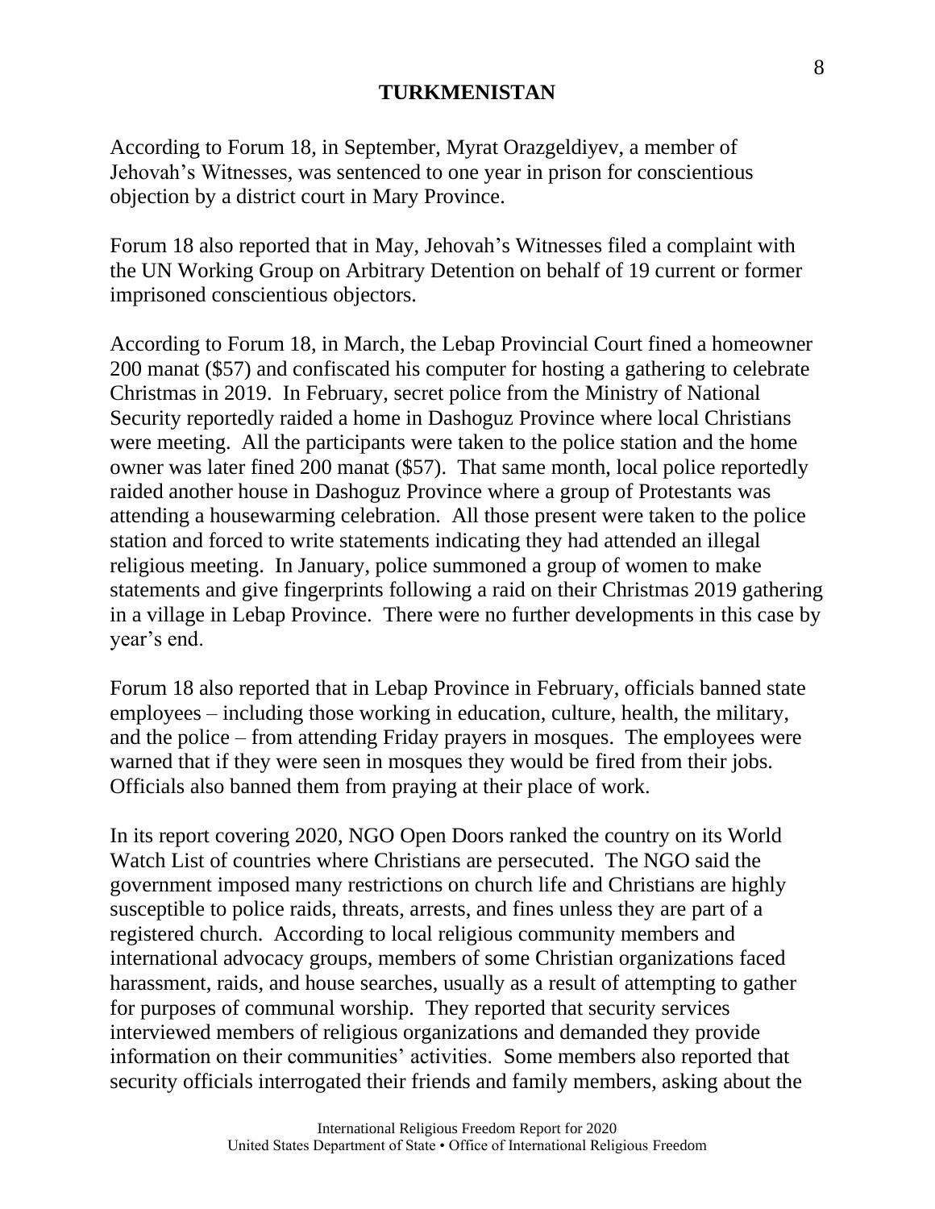According to Forum 18, in September, Myrat Orazgeldiyev, a member of Jehovah's Witnesses, was sentenced to one year in prison for conscientious objection by a district court in Mary Province.

Forum 18 also reported that in May, Jehovah's Witnesses filed a complaint with the UN Working Group on Arbitrary Detention on behalf of 19 current or former imprisoned conscientious objectors.

According to Forum 18, in March, the Lebap Provincial Court fined a homeowner 200 manat ($57) and confiscated his computer for hosting a gathering to celebrate Christmas in 2019. In February, secret police from the Ministry of National Security reportedly raided a home in Dashoguz Province where local Christians were meeting. All the participants were taken to the police station and the home owner was later fined 200 manat ($57). That same month, local police reportedly raided another house in Dashoguz Province where a group of Protestants was attending a housewarming celebration. All those present were taken to the police station and forced to write statements indicating they had attended an illegal religious meeting. In January, police summoned a group of women to make statements and give fingerprints following a raid on their Christmas 2019 gathering in a village in Lebap Province. There were no further developments in this case by year's end.

Forum 18 also reported that in Lebap Province in February, officials banned state employees – including those working in education, culture, health, the military, and the police – from attending Friday prayers in mosques. The employees were warned that if they were seen in mosques they would be fired from their jobs. Officials also banned them from praying at their place of work.

In its report covering 2020, NGO Open Doors ranked the country on its World Watch List of countries where Christians are persecuted. The NGO said the government imposed many restrictions on church life and Christians are highly susceptible to police raids, threats, arrests, and fines unless they are part of a registered church. According to local religious community members and international advocacy groups, members of some Christian organizations faced harassment, raids, and house searches, usually as a result of attempting to gather for purposes of communal worship. They reported that security services interviewed members of religious organizations and demanded they provide information on their communities' activities. Some members also reported that security officials interrogated their friends and family members, asking about the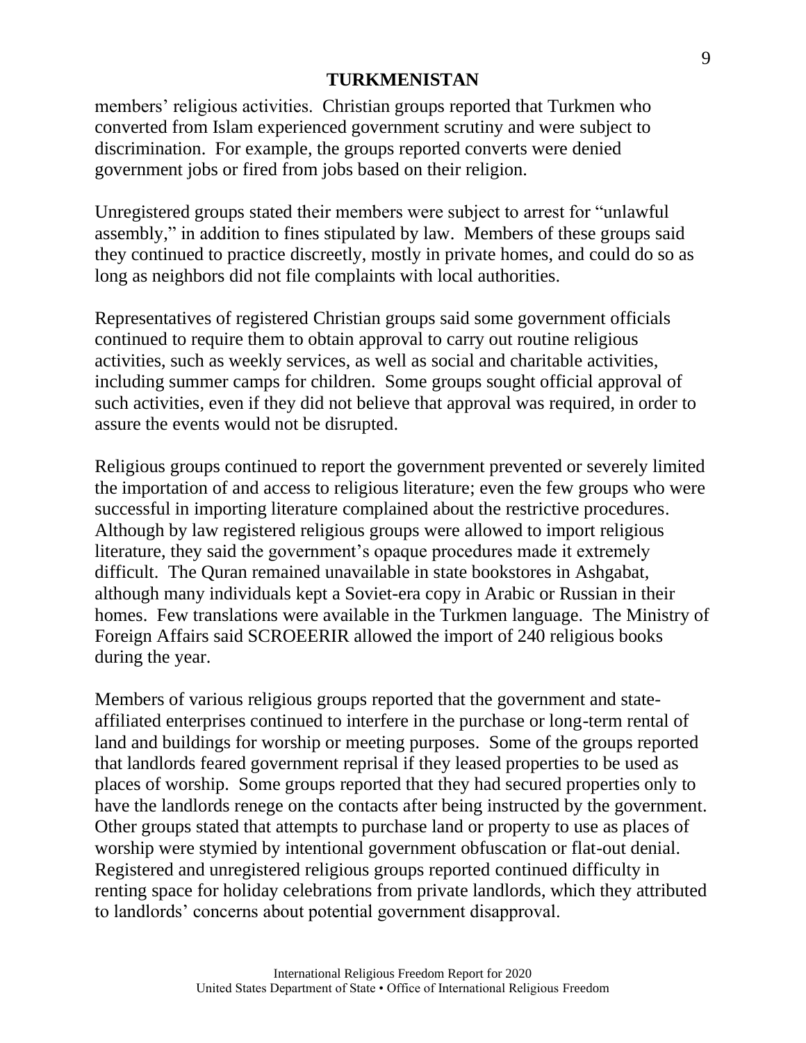members' religious activities. Christian groups reported that Turkmen who converted from Islam experienced government scrutiny and were subject to discrimination. For example, the groups reported converts were denied government jobs or fired from jobs based on their religion.

Unregistered groups stated their members were subject to arrest for "unlawful assembly," in addition to fines stipulated by law. Members of these groups said they continued to practice discreetly, mostly in private homes, and could do so as long as neighbors did not file complaints with local authorities.

Representatives of registered Christian groups said some government officials continued to require them to obtain approval to carry out routine religious activities, such as weekly services, as well as social and charitable activities, including summer camps for children. Some groups sought official approval of such activities, even if they did not believe that approval was required, in order to assure the events would not be disrupted.

Religious groups continued to report the government prevented or severely limited the importation of and access to religious literature; even the few groups who were successful in importing literature complained about the restrictive procedures. Although by law registered religious groups were allowed to import religious literature, they said the government's opaque procedures made it extremely difficult. The Quran remained unavailable in state bookstores in Ashgabat, although many individuals kept a Soviet-era copy in Arabic or Russian in their homes. Few translations were available in the Turkmen language. The Ministry of Foreign Affairs said SCROEERIR allowed the import of 240 religious books during the year.

Members of various religious groups reported that the government and state-affiliated enterprises continued to interfere in the purchase or long-term rental of land and buildings for worship or meeting purposes. Some of the groups reported that landlords feared government reprisal if they leased properties to be used as places of worship. Some groups reported that they had secured properties only to have the landlords renege on the contacts after being instructed by the government. Other groups stated that attempts to purchase land or property to use as places of worship were stymied by intentional government obfuscation or flat-out denial. Registered and unregistered religious groups reported continued difficulty in renting space for holiday celebrations from private landlords, which they attributed to landlords' concerns about potential government disapproval.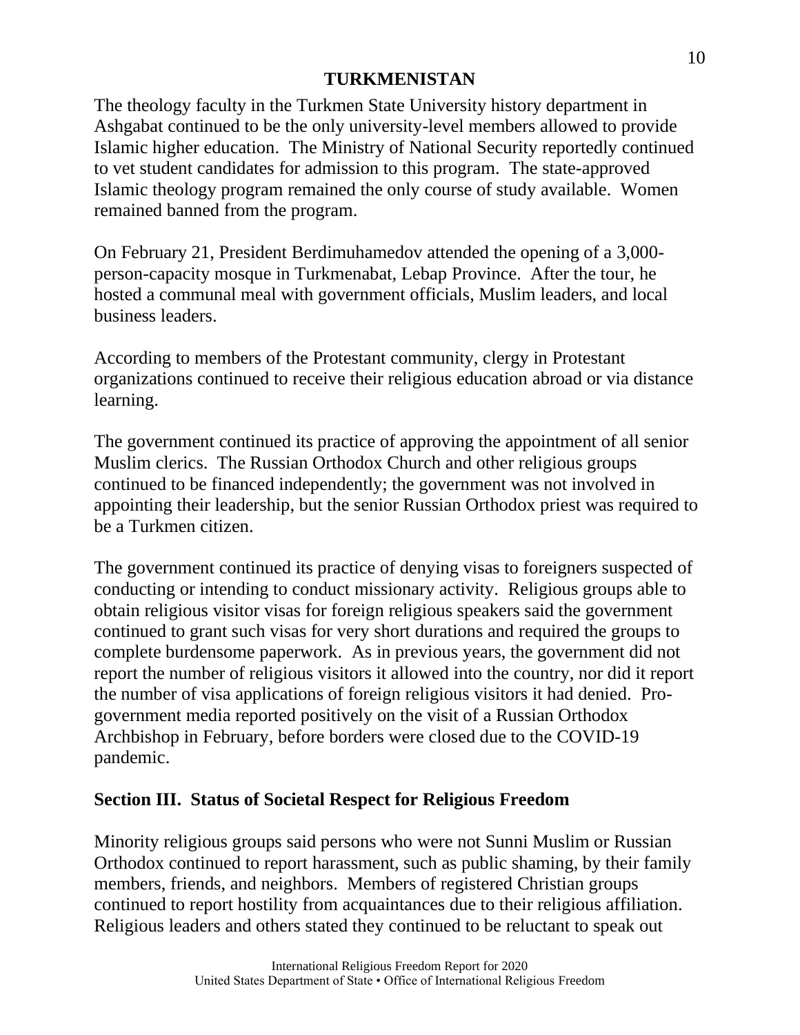The theology faculty in the Turkmen State University history department in Ashgabat continued to be the only university-level members allowed to provide Islamic higher education. The Ministry of National Security reportedly continued to vet student candidates for admission to this program. The state-approved Islamic theology program remained the only course of study available. Women remained banned from the program.

On February 21, President Berdimuhamedov attended the opening of a 3,000-person-capacity mosque in Turkmenabat, Lebap Province. After the tour, he hosted a communal meal with government officials, Muslim leaders, and local business leaders.

According to members of the Protestant community, clergy in Protestant organizations continued to receive their religious education abroad or via distance learning.

The government continued its practice of approving the appointment of all senior Muslim clerics. The Russian Orthodox Church and other religious groups continued to be financed independently; the government was not involved in appointing their leadership, but the senior Russian Orthodox priest was required to be a Turkmen citizen.

The government continued its practice of denying visas to foreigners suspected of conducting or intending to conduct missionary activity. Religious groups able to obtain religious visitor visas for foreign religious speakers said the government continued to grant such visas for very short durations and required the groups to complete burdensome paperwork. As in previous years, the government did not report the number of religious visitors it allowed into the country, nor did it report the number of visa applications of foreign religious visitors it had denied. Pro-government media reported positively on the visit of a Russian Orthodox Archbishop in February, before borders were closed due to the COVID-19 pandemic.

## Section III. Status of Societal Respect for Religious Freedom

Minority religious groups said persons who were not Sunni Muslim or Russian Orthodox continued to report harassment, such as public shaming, by their family members, friends, and neighbors. Members of registered Christian groups continued to report hostility from acquaintances due to their religious affiliation. Religious leaders and others stated they continued to be reluctant to speak out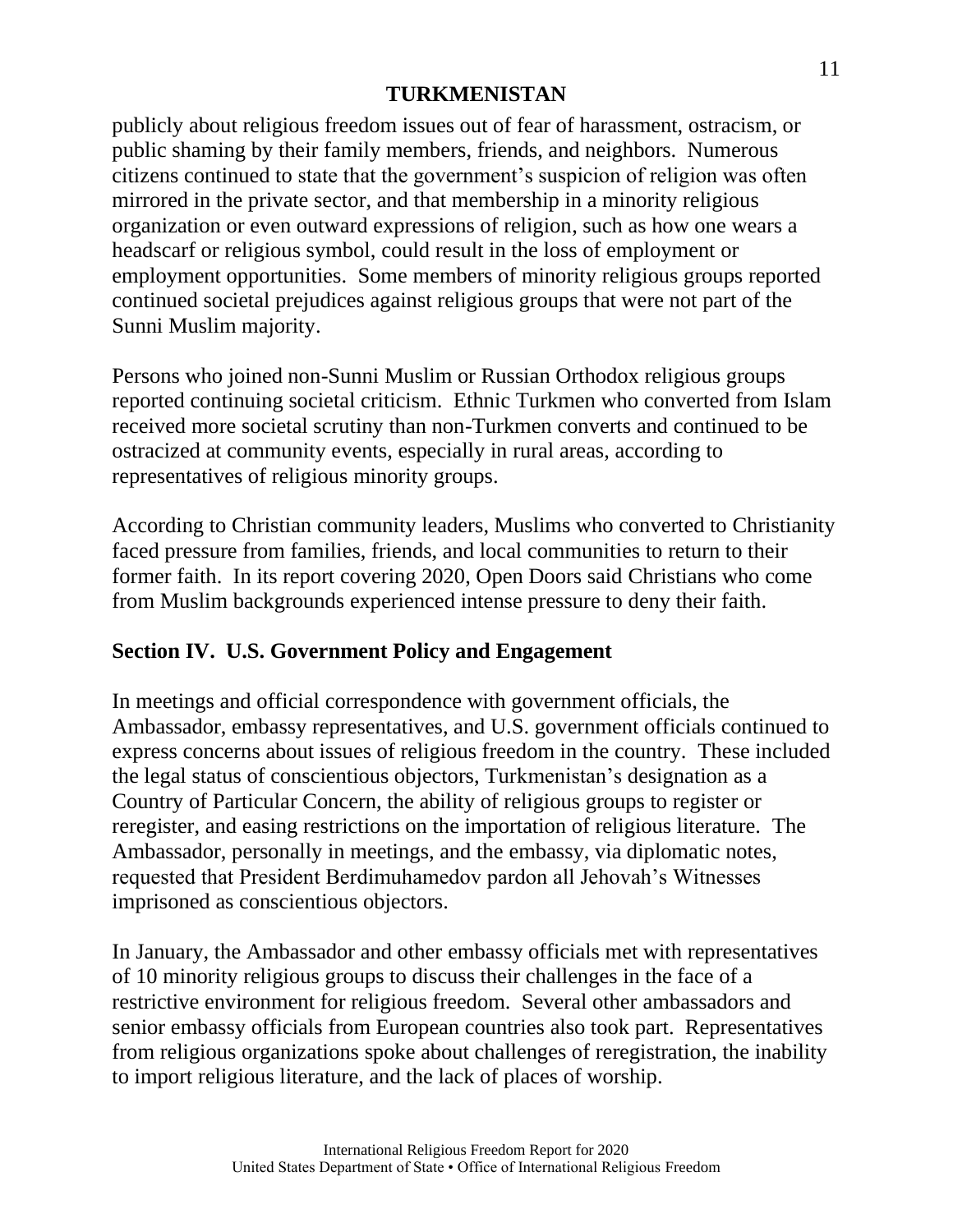publicly about religious freedom issues out of fear of harassment, ostracism, or public shaming by their family members, friends, and neighbors. Numerous citizens continued to state that the government's suspicion of religion was often mirrored in the private sector, and that membership in a minority religious organization or even outward expressions of religion, such as how one wears a headscarf or religious symbol, could result in the loss of employment or employment opportunities. Some members of minority religious groups reported continued societal prejudices against religious groups that were not part of the Sunni Muslim majority.

Persons who joined non-Sunni Muslim or Russian Orthodox religious groups reported continuing societal criticism. Ethnic Turkmen who converted from Islam received more societal scrutiny than non-Turkmen converts and continued to be ostracized at community events, especially in rural areas, according to representatives of religious minority groups.

According to Christian community leaders, Muslims who converted to Christianity faced pressure from families, friends, and local communities to return to their former faith. In its report covering 2020, Open Doors said Christians who come from Muslim backgrounds experienced intense pressure to deny their faith.

## Section IV. U.S. Government Policy and Engagement

In meetings and official correspondence with government officials, the Ambassador, embassy representatives, and U.S. government officials continued to express concerns about issues of religious freedom in the country. These included the legal status of conscientious objectors, Turkmenistan's designation as a Country of Particular Concern, the ability of religious groups to register or reregister, and easing restrictions on the importation of religious literature. The Ambassador, personally in meetings, and the embassy, via diplomatic notes, requested that President Berdimuhamedov pardon all Jehovah's Witnesses imprisoned as conscientious objectors.

In January, the Ambassador and other embassy officials met with representatives of 10 minority religious groups to discuss their challenges in the face of a restrictive environment for religious freedom. Several other ambassadors and senior embassy officials from European countries also took part. Representatives from religious organizations spoke about challenges of reregistration, the inability to import religious literature, and the lack of places of worship.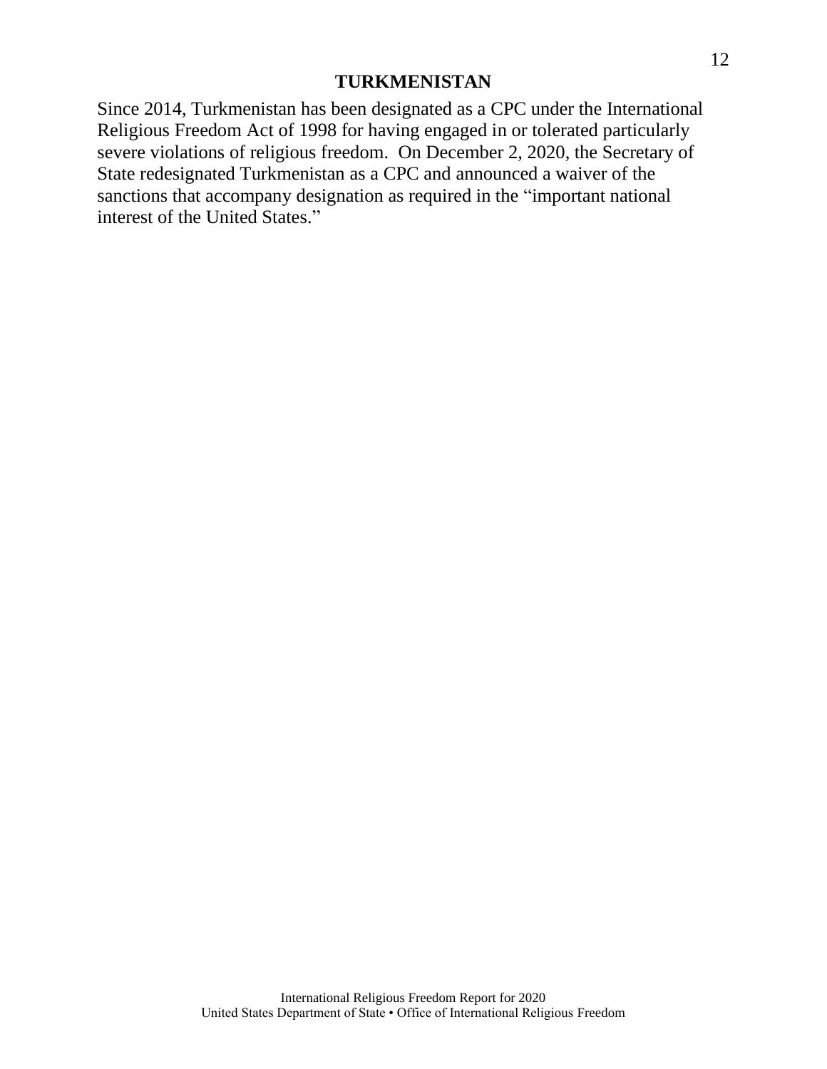## TURKMENISTAN

Since 2014, Turkmenistan has been designated as a CPC under the International Religious Freedom Act of 1998 for having engaged in or tolerated particularly severe violations of religious freedom. On December 2, 2020, the Secretary of State redesignated Turkmenistan as a CPC and announced a waiver of the sanctions that accompany designation as required in the "important national interest of the United States."